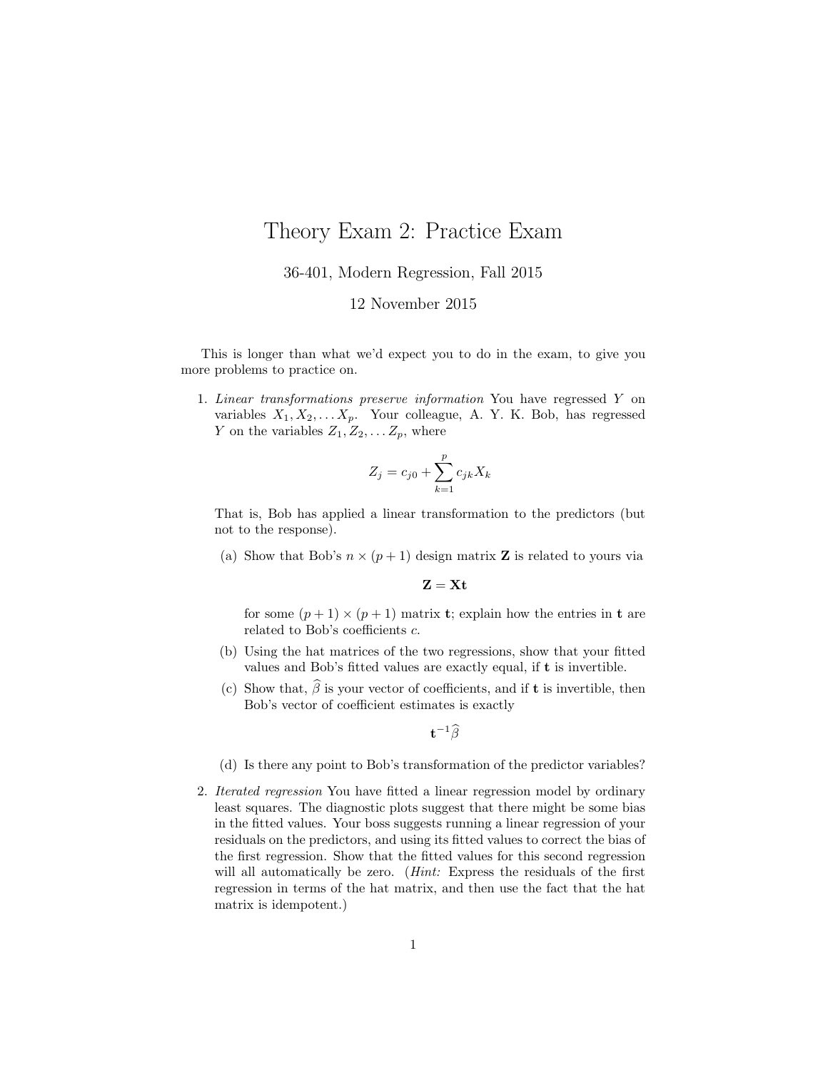# Theory Exam 2: Practice Exam

36-401, Modern Regression, Fall 2015

12 November 2015

This is longer than what we'd expect you to do in the exam, to give you more problems to practice on.

1. *Linear transformations preserve information* You have regressed $Y$ on variables $X_1, X_2, \ldots X_p$. Your colleague, A. Y. K. Bob, has regressed $Y$ on the variables $Z_1, Z_2, \ldots Z_p$, where

$$Z_j = c_{j0} + \sum_{k=1}^{p} c_{jk} X_k$$

   That is, Bob has applied a linear transformation to the predictors (but not to the response).

   (a) Show that Bob's $n \times (p+1)$ design matrix $\mathbf{Z}$ is related to yours via

$$\mathbf{Z} = \mathbf{X}\mathbf{t}$$

   for some $(p+1) \times (p+1)$ matrix $\mathbf{t}$; explain how the entries in $\mathbf{t}$ are related to Bob's coefficients $c$.

   (b) Using the hat matrices of the two regressions, show that your fitted values and Bob's fitted values are exactly equal, if $\mathbf{t}$ is invertible.

   (c) Show that, $\widehat{\beta}$ is your vector of coefficients, and if $\mathbf{t}$ is invertible, then Bob's vector of coefficient estimates is exactly

$$\mathbf{t}^{-1}\widehat{\beta}$$

   (d) Is there any point to Bob's transformation of the predictor variables?

2. *Iterated regression* You have fitted a linear regression model by ordinary least squares. The diagnostic plots suggest that there might be some bias in the fitted values. Your boss suggests running a linear regression of your residuals on the predictors, and using its fitted values to correct the bias of the first regression. Show that the fitted values for this second regression will all automatically be zero. (*Hint:* Express the residuals of the first regression in terms of the hat matrix, and then use the fact that the hat matrix is idempotent.)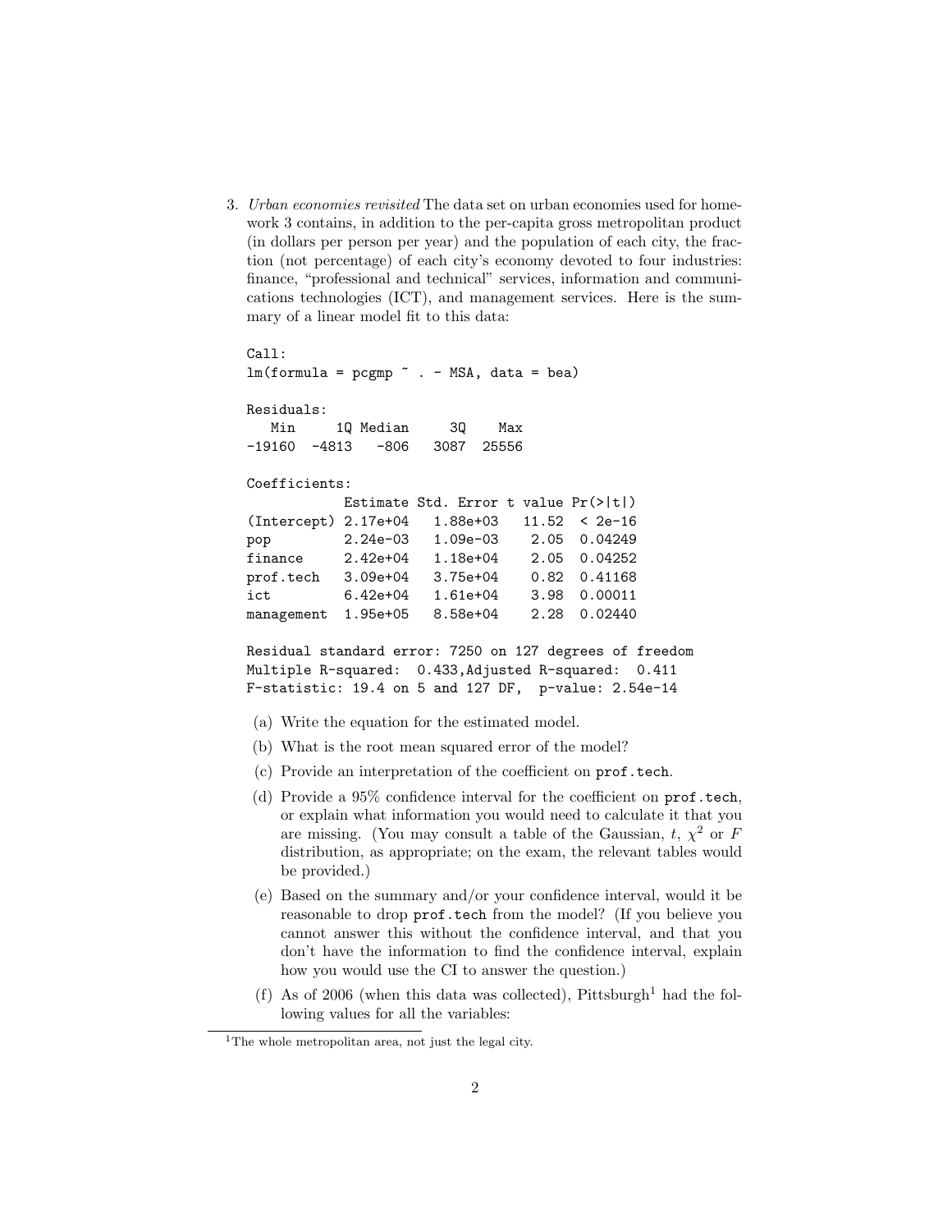3. *Urban economies revisited* The data set on urban economies used for homework 3 contains, in addition to the per-capita gross metropolitan product (in dollars per person per year) and the population of each city, the fraction (not percentage) of each city's economy devoted to four industries: finance, "professional and technical" services, information and communications technologies (ICT), and management services. Here is the summary of a linear model fit to this data:

```
Call:
lm(formula = pcgmp ~ . - MSA, data = bea)

Residuals:
   Min     1Q Median     3Q    Max
-19160  -4813   -806   3087  25556

Coefficients:
            Estimate Std. Error t value Pr(>|t|)
(Intercept) 2.17e+04   1.88e+03   11.52  < 2e-16
pop         2.24e-03   1.09e-03    2.05  0.04249
finance     2.42e+04   1.18e+04    2.05  0.04252
prof.tech   3.09e+04   3.75e+04    0.82  0.41168
ict         6.42e+04   1.61e+04    3.98  0.00011
management  1.95e+05   8.58e+04    2.28  0.02440

Residual standard error: 7250 on 127 degrees of freedom
Multiple R-squared:  0.433,Adjusted R-squared:  0.411
F-statistic: 19.4 on 5 and 127 DF,  p-value: 2.54e-14
```

   (a) Write the equation for the estimated model.

   (b) What is the root mean squared error of the model?

   (c) Provide an interpretation of the coefficient on `prof.tech`.

   (d) Provide a 95% confidence interval for the coefficient on `prof.tech`, or explain what information you would need to calculate it that you are missing. (You may consult a table of the Gaussian, $t$, $\chi^2$ or $F$ distribution, as appropriate; on the exam, the relevant tables would be provided.)

   (e) Based on the summary and/or your confidence interval, would it be reasonable to drop `prof.tech` from the model? (If you believe you cannot answer this without the confidence interval, and that you don't have the information to find the confidence interval, explain how you would use the CI to answer the question.)

   (f) As of 2006 (when this data was collected), Pittsburgh[1] had the following values for all the variables:

[1] The whole metropolitan area, not just the legal city.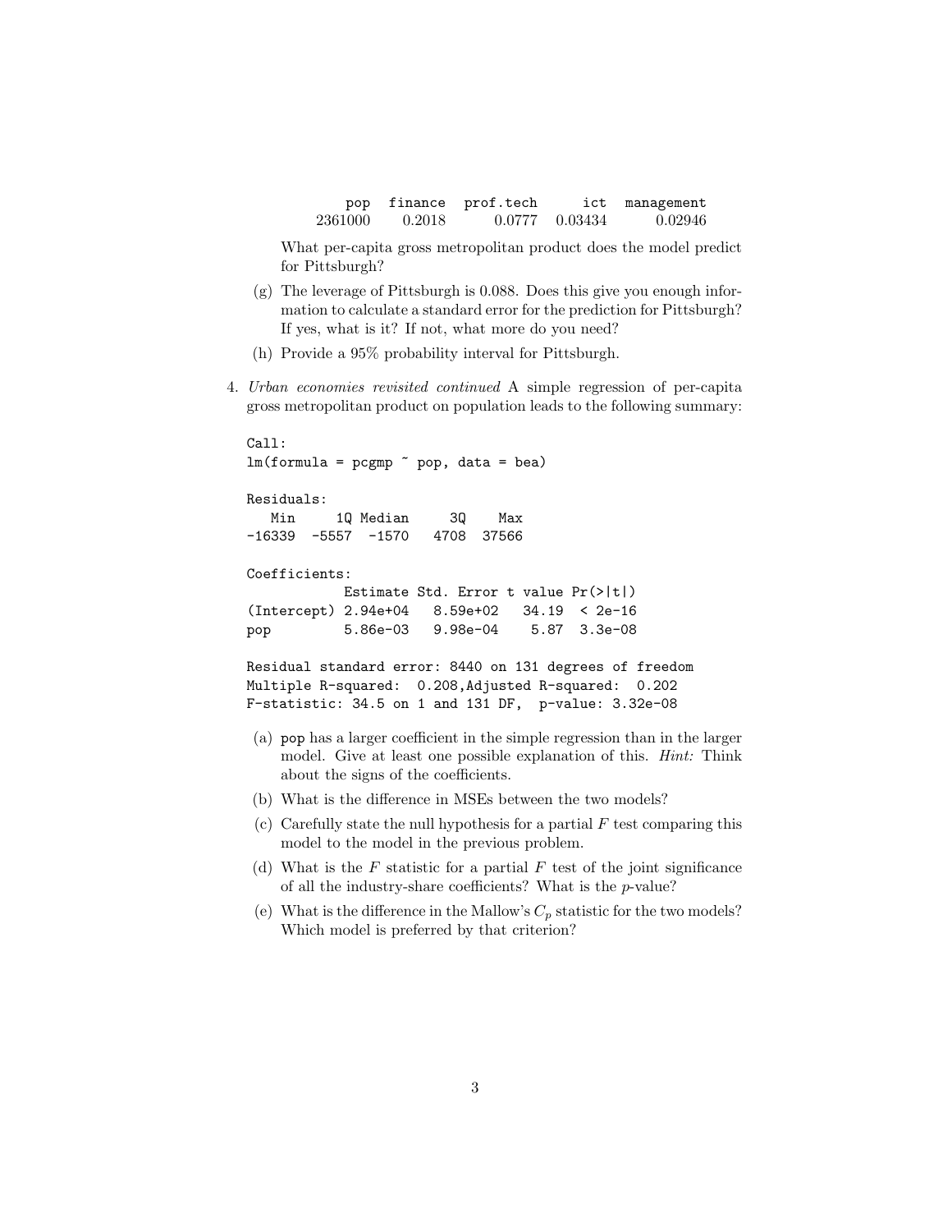| pop | finance | prof.tech | ict | management |
| --- | --- | --- | --- | --- |
| 2361000 | 0.2018 | 0.0777 | 0.03434 | 0.02946 |

What per-capita gross metropolitan product does the model predict for Pittsburgh?

(g) The leverage of Pittsburgh is 0.088. Does this give you enough information to calculate a standard error for the prediction for Pittsburgh? If yes, what is it? If not, what more do you need?

(h) Provide a 95% probability interval for Pittsburgh.

4. *Urban economies revisited continued* A simple regression of per-capita gross metropolitan product on population leads to the following summary:

```
Call:
lm(formula = pcgmp ~ pop, data = bea)

Residuals:
   Min     1Q Median     3Q    Max
-16339  -5557  -1570   4708  37566

Coefficients:
            Estimate Std. Error t value Pr(>|t|)
(Intercept) 2.94e+04   8.59e+02   34.19  < 2e-16
pop         5.86e-03   9.98e-04    5.87  3.3e-08

Residual standard error: 8440 on 131 degrees of freedom
Multiple R-squared:  0.208,Adjusted R-squared:  0.202
F-statistic: 34.5 on 1 and 131 DF,  p-value: 3.32e-08
```

(a) `pop` has a larger coefficient in the simple regression than in the larger model. Give at least one possible explanation of this. *Hint:* Think about the signs of the coefficients.

(b) What is the difference in MSEs between the two models?

(c) Carefully state the null hypothesis for a partial $F$ test comparing this model to the model in the previous problem.

(d) What is the $F$ statistic for a partial $F$ test of the joint significance of all the industry-share coefficients? What is the $p$-value?

(e) What is the difference in the Mallow's $C_p$ statistic for the two models? Which model is preferred by that criterion?